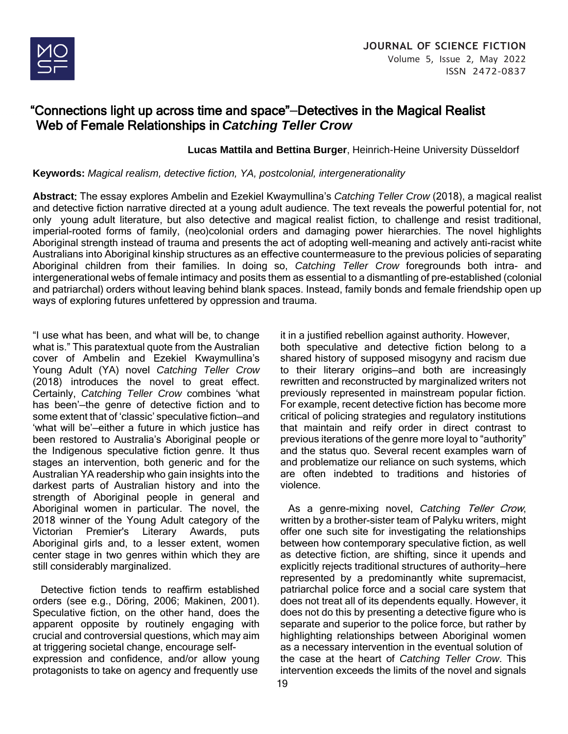# "Connections light up across time and space"—Detectives in the Magical Realist Web of Female Relationships in *Catching Teller Crow*

**Lucas Mattila and Bettina Burger**, Heinrich-Heine University Düsseldorf

**Keywords:** *Magical realism, detective fiction, YA, postcolonial, intergenerationality*

**Abstract:** The essay explores Ambelin and Ezekiel Kwaymullina's *Catching Teller Crow* (2018), a magical realist and detective fiction narrative directed at a young adult audience. The text reveals the powerful potential for, not only young adult literature, but also detective and magical realist fiction, to challenge and resist traditional, imperial-rooted forms of family, (neo)colonial orders and damaging power hierarchies. The novel highlights Aboriginal strength instead of trauma and presents the act of adopting well-meaning and actively anti-racist white Australians into Aboriginal kinship structures as an effective countermeasure to the previous policies of separating Aboriginal children from their families. In doing so, *Catching Teller Crow* foregrounds both intra- and intergenerational webs of female intimacy and posits them as essential to a dismantling of pre-established (colonial and patriarchal) orders without leaving behind blank spaces. Instead, family bonds and female friendship open up ways of exploring futures unfettered by oppression and trauma.

"I use what has been, and what will be, to change what is." This paratextual quote from the Australian cover of Ambelin and Ezekiel Kwaymullina's Young Adult (YA) novel *Catching Teller Crow* (2018) introduces the novel to great effect. Certainly, *Catching Teller Crow* combines 'what has been'—the genre of detective fiction and to some extent that of 'classic' speculative fiction—and 'what will be'—either a future in which justice has been restored to Australia's Aboriginal people or the Indigenous speculative fiction genre. It thus stages an intervention, both generic and for the Australian YA readership who gain insights into the darkest parts of Australian history and into the strength of Aboriginal people in general and Aboriginal women in particular. The novel, the 2018 winner of the Young Adult category of the Victorian Premier's Literary Awards, puts Aboriginal girls and, to a lesser extent, women center stage in two genres within which they are still considerably marginalized.

Detective fiction tends to reaffirm established orders (see e.g., Döring, 2006; Makinen, 2001). Speculative fiction, on the other hand, does the apparent opposite by routinely engaging with crucial and controversial questions, which may aim at triggering societal change, encourage self-expression and confidence, and/or allow young protagonists to take on agency and frequently use it in a justified rebellion against authority. However, both speculative and detective fiction belong to a shared history of supposed misogyny and racism due to their literary origins—and both are increasingly rewritten and reconstructed by marginalized writers not previously represented in mainstream popular fiction. For example, recent detective fiction has become more critical of policing strategies and regulatory institutions that maintain and reify order in direct contrast to previous iterations of the genre more loyal to "authority" and the status quo. Several recent examples warn of and problematize our reliance on such systems, which are often indebted to traditions and histories of violence.

As a genre-mixing novel, *Catching Teller Crow*, written by a brother-sister team of Palyku writers, might offer one such site for investigating the relationships between how contemporary speculative fiction, as well as detective fiction, are shifting, since it upends and explicitly rejects traditional structures of authority—here represented by a predominantly white supremacist, patriarchal police force and a social care system that does not treat all of its dependents equally. However, it does not do this by presenting a detective figure who is separate and superior to the police force, but rather by highlighting relationships between Aboriginal women as a necessary intervention in the eventual solution of the case at the heart of *Catching Teller Crow*. This intervention exceeds the limits of the novel and signals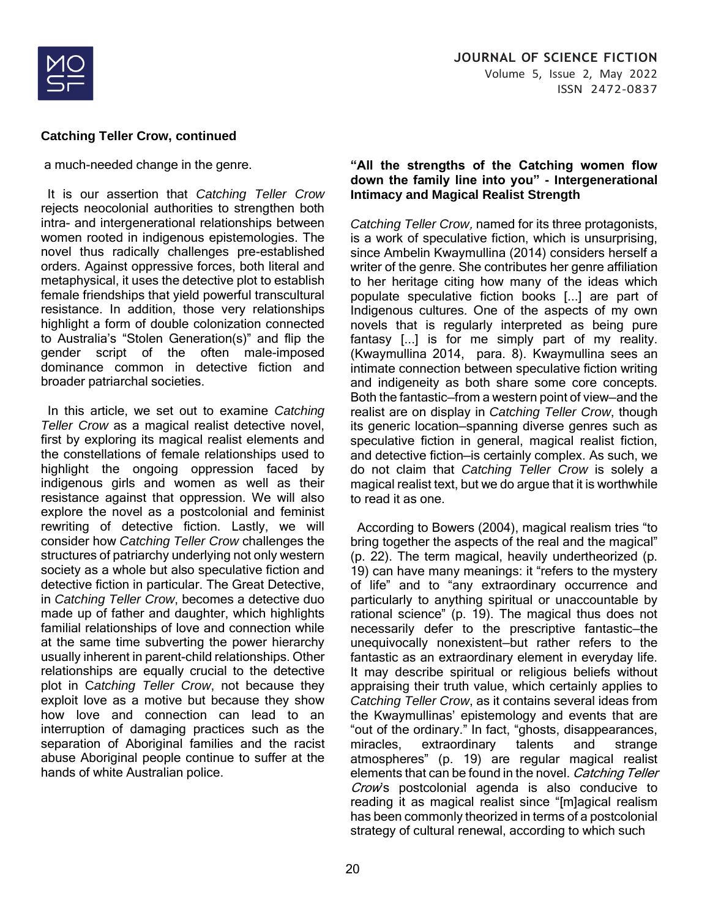### Catching Teller Crow, continued

a much-needed change in the genre.

It is our assertion that *Catching Teller Crow* rejects neocolonial authorities to strengthen both intra- and intergenerational relationships between women rooted in indigenous epistemologies. The novel thus radically challenges pre-established orders. Against oppressive forces, both literal and metaphysical, it uses the detective plot to establish female friendships that yield powerful transcultural resistance. In addition, those very relationships highlight a form of double colonization connected to Australia's "Stolen Generation(s)" and flip the gender script of the often male-imposed dominance common in detective fiction and broader patriarchal societies.

In this article, we set out to examine *Catching Teller Crow* as a magical realist detective novel, first by exploring its magical realist elements and the constellations of female relationships used to highlight the ongoing oppression faced by indigenous girls and women as well as their resistance against that oppression. We will also explore the novel as a postcolonial and feminist rewriting of detective fiction. Lastly, we will consider how *Catching Teller Crow* challenges the structures of patriarchy underlying not only western society as a whole but also speculative fiction and detective fiction in particular. The Great Detective, in *Catching Teller Crow*, becomes a detective duo made up of father and daughter, which highlights familial relationships of love and connection while at the same time subverting the power hierarchy usually inherent in parent-child relationships. Other relationships are equally crucial to the detective plot in C*atching Teller Crow*, not because they exploit love as a motive but because they show how love and connection can lead to an interruption of damaging practices such as the separation of Aboriginal families and the racist abuse Aboriginal people continue to suffer at the hands of white Australian police.

### "All the strengths of the Catching women flow down the family line into you" - Intergenerational Intimacy and Magical Realist Strength

*Catching Teller Crow,* named for its three protagonists, is a work of speculative fiction, which is unsurprising, since Ambelin Kwaymullina (2014) considers herself a writer of the genre. She contributes her genre affiliation to her heritage citing how many of the ideas which populate speculative fiction books [...] are part of Indigenous cultures. One of the aspects of my own novels that is regularly interpreted as being pure fantasy [...] is for me simply part of my reality. (Kwaymullina 2014, para. 8). Kwaymullina sees an intimate connection between speculative fiction writing and indigeneity as both share some core concepts. Both the fantastic—from a western point of view—and the realist are on display in *Catching Teller Crow*, though its generic location—spanning diverse genres such as speculative fiction in general, magical realist fiction, and detective fiction—is certainly complex. As such, we do not claim that *Catching Teller Crow* is solely a magical realist text, but we do argue that it is worthwhile to read it as one.

According to Bowers (2004), magical realism tries "to bring together the aspects of the real and the magical" (p. 22). The term magical, heavily undertheorized (p. 19) can have many meanings: it "refers to the mystery of life" and to "any extraordinary occurrence and particularly to anything spiritual or unaccountable by rational science" (p. 19). The magical thus does not necessarily defer to the prescriptive fantastic—the unequivocally nonexistent—but rather refers to the fantastic as an extraordinary element in everyday life. It may describe spiritual or religious beliefs without appraising their truth value, which certainly applies to *Catching Teller Crow*, as it contains several ideas from the Kwaymullinas' epistemology and events that are "out of the ordinary." In fact, "ghosts, disappearances, miracles, extraordinary talents and strange atmospheres" (p. 19) are regular magical realist elements that can be found in the novel. *Catching Teller Crow*'s postcolonial agenda is also conducive to reading it as magical realist since "[m]agical realism has been commonly theorized in terms of a postcolonial strategy of cultural renewal, according to which such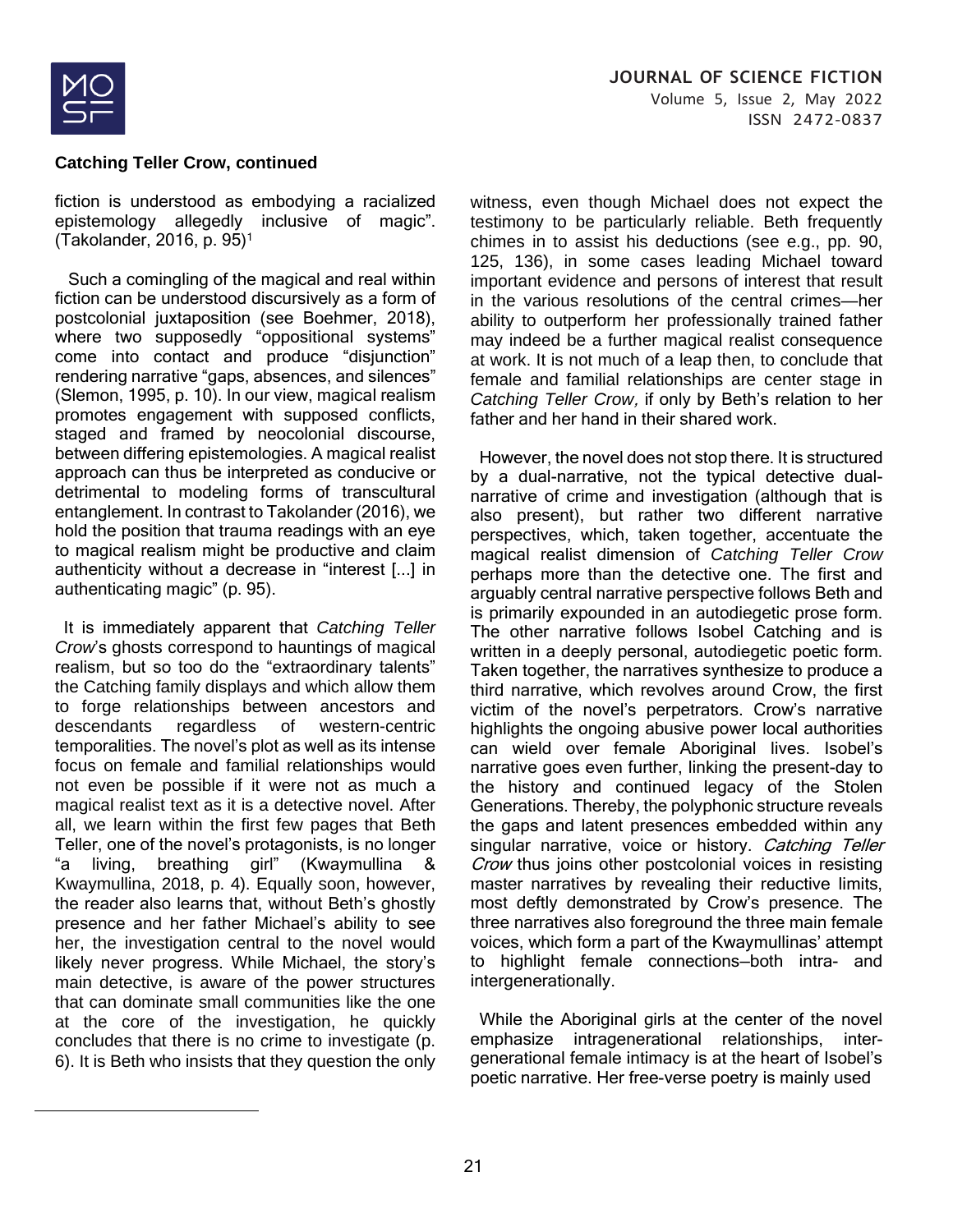fiction is understood as embodying a racialized epistemology allegedly inclusive of magic". (Takolander, 2016, p. 95)[1]

Such a comingling of the magical and real within fiction can be understood discursively as a form of postcolonial juxtaposition (see Boehmer, 2018), where two supposedly "oppositional systems" come into contact and produce "disjunction" rendering narrative "gaps, absences, and silences" (Slemon, 1995, p. 10). In our view, magical realism promotes engagement with supposed conflicts, staged and framed by neocolonial discourse, between differing epistemologies. A magical realist approach can thus be interpreted as conducive or detrimental to modeling forms of transcultural entanglement. In contrast to Takolander (2016), we hold the position that trauma readings with an eye to magical realism might be productive and claim authenticity without a decrease in "interest [...] in authenticating magic" (p. 95).

It is immediately apparent that *Catching Teller Crow*'s ghosts correspond to hauntings of magical realism, but so too do the "extraordinary talents" the Catching family displays and which allow them to forge relationships between ancestors and descendants regardless of western-centric temporalities. The novel's plot as well as its intense focus on female and familial relationships would not even be possible if it were not as much a magical realist text as it is a detective novel. After all, we learn within the first few pages that Beth Teller, one of the novel's protagonists, is no longer "a living, breathing girl" (Kwaymullina & Kwaymullina, 2018, p. 4). Equally soon, however, the reader also learns that, without Beth's ghostly presence and her father Michael's ability to see her, the investigation central to the novel would likely never progress. While Michael, the story's main detective, is aware of the power structures that can dominate small communities like the one at the core of the investigation, he quickly concludes that there is no crime to investigate (p. 6). It is Beth who insists that they question the only witness, even though Michael does not expect the testimony to be particularly reliable. Beth frequently chimes in to assist his deductions (see e.g., pp. 90, 125, 136), in some cases leading Michael toward important evidence and persons of interest that result in the various resolutions of the central crimes—her ability to outperform her professionally trained father may indeed be a further magical realist consequence at work. It is not much of a leap then, to conclude that female and familial relationships are center stage in *Catching Teller Crow,* if only by Beth's relation to her father and her hand in their shared work.

However, the novel does not stop there. It is structured by a dual-narrative, not the typical detective dual-narrative of crime and investigation (although that is also present), but rather two different narrative perspectives, which, taken together, accentuate the magical realist dimension of *Catching Teller Crow* perhaps more than the detective one. The first and arguably central narrative perspective follows Beth and is primarily expounded in an autodiegetic prose form. The other narrative follows Isobel Catching and is written in a deeply personal, autodiegetic poetic form. Taken together, the narratives synthesize to produce a third narrative, which revolves around Crow, the first victim of the novel's perpetrators. Crow's narrative highlights the ongoing abusive power local authorities can wield over female Aboriginal lives. Isobel's narrative goes even further, linking the present-day to the history and continued legacy of the Stolen Generations. Thereby, the polyphonic structure reveals the gaps and latent presences embedded within any singular narrative, voice or history. *Catching Teller Crow* thus joins other postcolonial voices in resisting master narratives by revealing their reductive limits, most deftly demonstrated by Crow's presence. The three narratives also foreground the three main female voices, which form a part of the Kwaymullinas' attempt to highlight female connections–both intra- and intergenerationally.

While the Aboriginal girls at the center of the novel emphasize intragenerational relationships, inter-generational female intimacy is at the heart of Isobel's poetic narrative. Her free-verse poetry is mainly used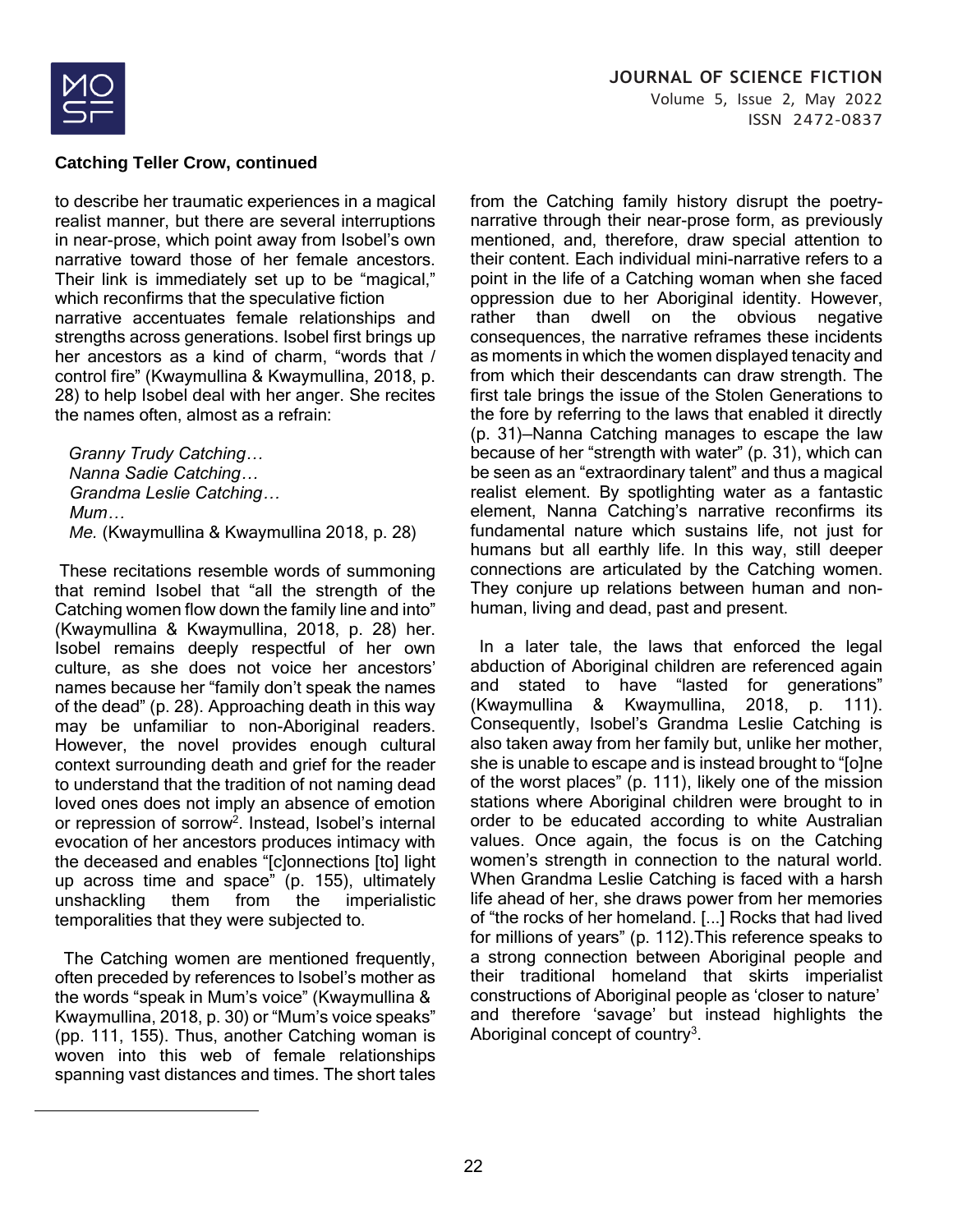**Catching Teller Crow, continued**

to describe her traumatic experiences in a magical realist manner, but there are several interruptions in near-prose, which point away from Isobel's own narrative toward those of her female ancestors. Their link is immediately set up to be "magical," which reconfirms that the speculative fiction narrative accentuates female relationships and strengths across generations. Isobel first brings up her ancestors as a kind of charm, "words that / control fire" (Kwaymullina & Kwaymullina, 2018, p. 28) to help Isobel deal with her anger. She recites the names often, almost as a refrain:

> *Granny Trudy Catching…*
> *Nanna Sadie Catching…*
> *Grandma Leslie Catching…*
> *Mum…*
> *Me.* (Kwaymullina & Kwaymullina 2018, p. 28)

These recitations resemble words of summoning that remind Isobel that "all the strength of the Catching women flow down the family line and into" (Kwaymullina & Kwaymullina, 2018, p. 28) her. Isobel remains deeply respectful of her own culture, as she does not voice her ancestors' names because her "family don't speak the names of the dead" (p. 28). Approaching death in this way may be unfamiliar to non-Aboriginal readers. However, the novel provides enough cultural context surrounding death and grief for the reader to understand that the tradition of not naming dead loved ones does not imply an absence of emotion or repression of sorrow[2]. Instead, Isobel's internal evocation of her ancestors produces intimacy with the deceased and enables "[c]onnections [to] light up across time and space" (p. 155), ultimately unshackling them from the imperialistic temporalities that they were subjected to.

The Catching women are mentioned frequently, often preceded by references to Isobel's mother as the words "speak in Mum's voice" (Kwaymullina & Kwaymullina, 2018, p. 30) or "Mum's voice speaks" (pp. 111, 155). Thus, another Catching woman is woven into this web of female relationships spanning vast distances and times. The short tales from the Catching family history disrupt the poetry-narrative through their near-prose form, as previously mentioned, and, therefore, draw special attention to their content. Each individual mini-narrative refers to a point in the life of a Catching woman when she faced oppression due to her Aboriginal identity. However, rather than dwell on the obvious negative consequences, the narrative reframes these incidents as moments in which the women displayed tenacity and from which their descendants can draw strength. The first tale brings the issue of the Stolen Generations to the fore by referring to the laws that enabled it directly (p. 31)—Nanna Catching manages to escape the law because of her "strength with water" (p. 31), which can be seen as an "extraordinary talent" and thus a magical realist element. By spotlighting water as a fantastic element, Nanna Catching's narrative reconfirms its fundamental nature which sustains life, not just for humans but all earthly life. In this way, still deeper connections are articulated by the Catching women. They conjure up relations between human and non-human, living and dead, past and present.

In a later tale, the laws that enforced the legal abduction of Aboriginal children are referenced again and stated to have "lasted for generations" (Kwaymullina & Kwaymullina, 2018, p. 111). Consequently, Isobel's Grandma Leslie Catching is also taken away from her family but, unlike her mother, she is unable to escape and is instead brought to "[o]ne of the worst places" (p. 111), likely one of the mission stations where Aboriginal children were brought to in order to be educated according to white Australian values. Once again, the focus is on the Catching women's strength in connection to the natural world. When Grandma Leslie Catching is faced with a harsh life ahead of her, she draws power from her memories of "the rocks of her homeland. [...] Rocks that had lived for millions of years" (p. 112).This reference speaks to a strong connection between Aboriginal people and their traditional homeland that skirts imperialist constructions of Aboriginal people as 'closer to nature' and therefore 'savage' but instead highlights the Aboriginal concept of country[3].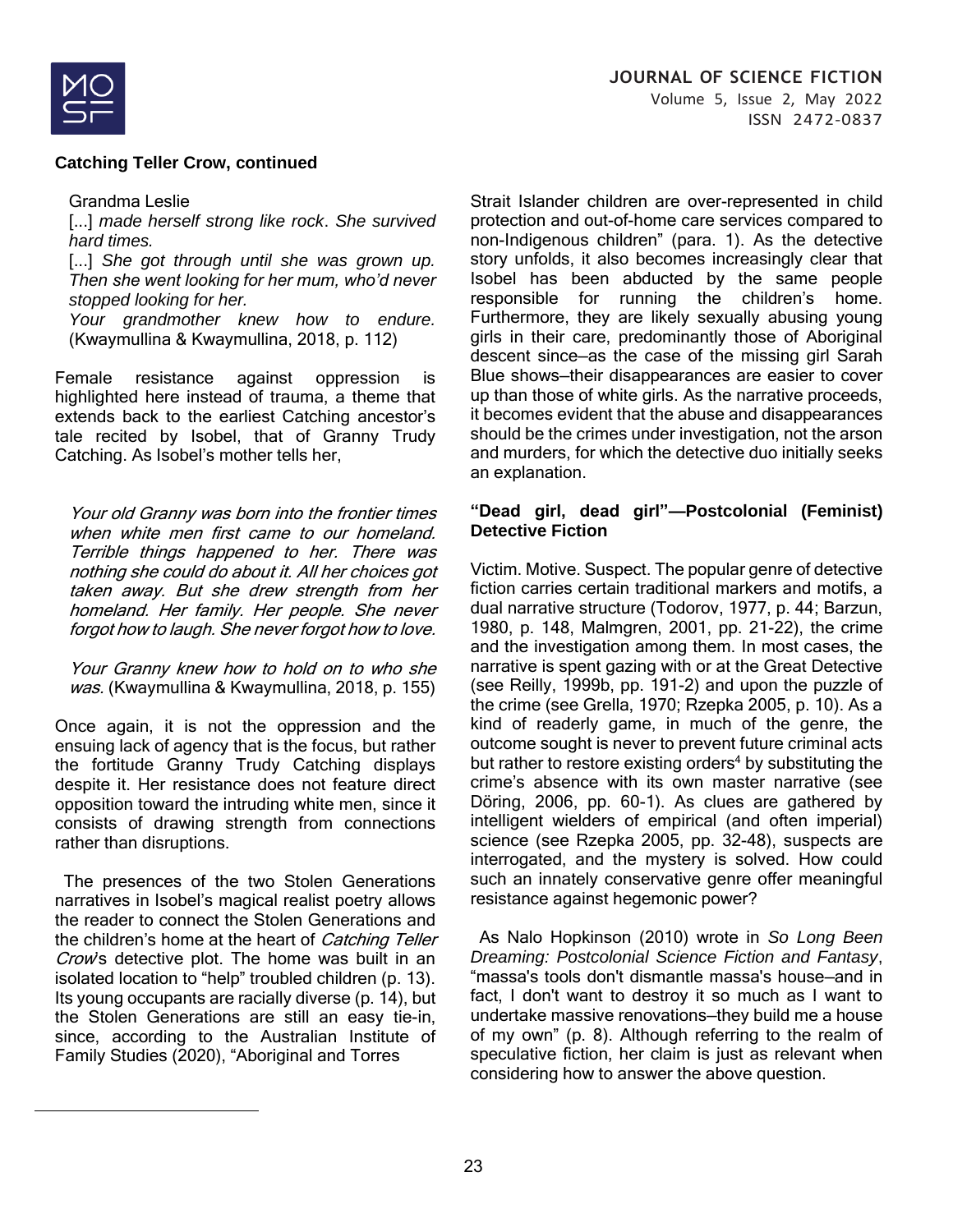**Catching Teller Crow, continued**

> Grandma Leslie
> [...] *made herself strong like rock*. *She survived hard times.*
> [...] *She got through until she was grown up. Then she went looking for her mum, who'd never stopped looking for her.*
> *Your grandmother knew how to endure.* (Kwaymullina & Kwaymullina, 2018, p. 112)

Female resistance against oppression is highlighted here instead of trauma, a theme that extends back to the earliest Catching ancestor's tale recited by Isobel, that of Granny Trudy Catching. As Isobel's mother tells her,

> *Your old Granny was born into the frontier times when white men first came to our homeland. Terrible things happened to her. There was nothing she could do about it. All her choices got taken away. But she drew strength from her homeland. Her family. Her people. She never forgot how to laugh. She never forgot how to love.*
>
> *Your Granny knew how to hold on to who she was.* (Kwaymullina & Kwaymullina, 2018, p. 155)

Once again, it is not the oppression and the ensuing lack of agency that is the focus, but rather the fortitude Granny Trudy Catching displays despite it. Her resistance does not feature direct opposition toward the intruding white men, since it consists of drawing strength from connections rather than disruptions.

The presences of the two Stolen Generations narratives in Isobel's magical realist poetry allows the reader to connect the Stolen Generations and the children's home at the heart of *Catching Teller Crow*'s detective plot. The home was built in an isolated location to "help" troubled children (p. 13). Its young occupants are racially diverse (p. 14), but the Stolen Generations are still an easy tie-in, since, according to the Australian Institute of Family Studies (2020), "Aboriginal and Torres Strait Islander children are over-represented in child protection and out-of-home care services compared to non-Indigenous children" (para. 1). As the detective story unfolds, it also becomes increasingly clear that Isobel has been abducted by the same people responsible for running the children's home. Furthermore, they are likely sexually abusing young girls in their care, predominantly those of Aboriginal descent since—as the case of the missing girl Sarah Blue shows—their disappearances are easier to cover up than those of white girls. As the narrative proceeds, it becomes evident that the abuse and disappearances should be the crimes under investigation, not the arson and murders, for which the detective duo initially seeks an explanation.

### "Dead girl, dead girl"—Postcolonial (Feminist) Detective Fiction

Victim. Motive. Suspect. The popular genre of detective fiction carries certain traditional markers and motifs, a dual narrative structure (Todorov, 1977, p. 44; Barzun, 1980, p. 148, Malmgren, 2001, pp. 21-22), the crime and the investigation among them. In most cases, the narrative is spent gazing with or at the Great Detective (see Reilly, 1999b, pp. 191-2) and upon the puzzle of the crime (see Grella, 1970; Rzepka 2005, p. 10). As a kind of readerly game, in much of the genre, the outcome sought is never to prevent future criminal acts but rather to restore existing orders[4] by substituting the crime's absence with its own master narrative (see Döring, 2006, pp. 60-1). As clues are gathered by intelligent wielders of empirical (and often imperial) science (see Rzepka 2005, pp. 32-48), suspects are interrogated, and the mystery is solved. How could such an innately conservative genre offer meaningful resistance against hegemonic power?

As Nalo Hopkinson (2010) wrote in *So Long Been Dreaming: Postcolonial Science Fiction and Fantasy*, "massa's tools don't dismantle massa's house—and in fact, I don't want to destroy it so much as I want to undertake massive renovations—they build me a house of my own" (p. 8). Although referring to the realm of speculative fiction, her claim is just as relevant when considering how to answer the above question.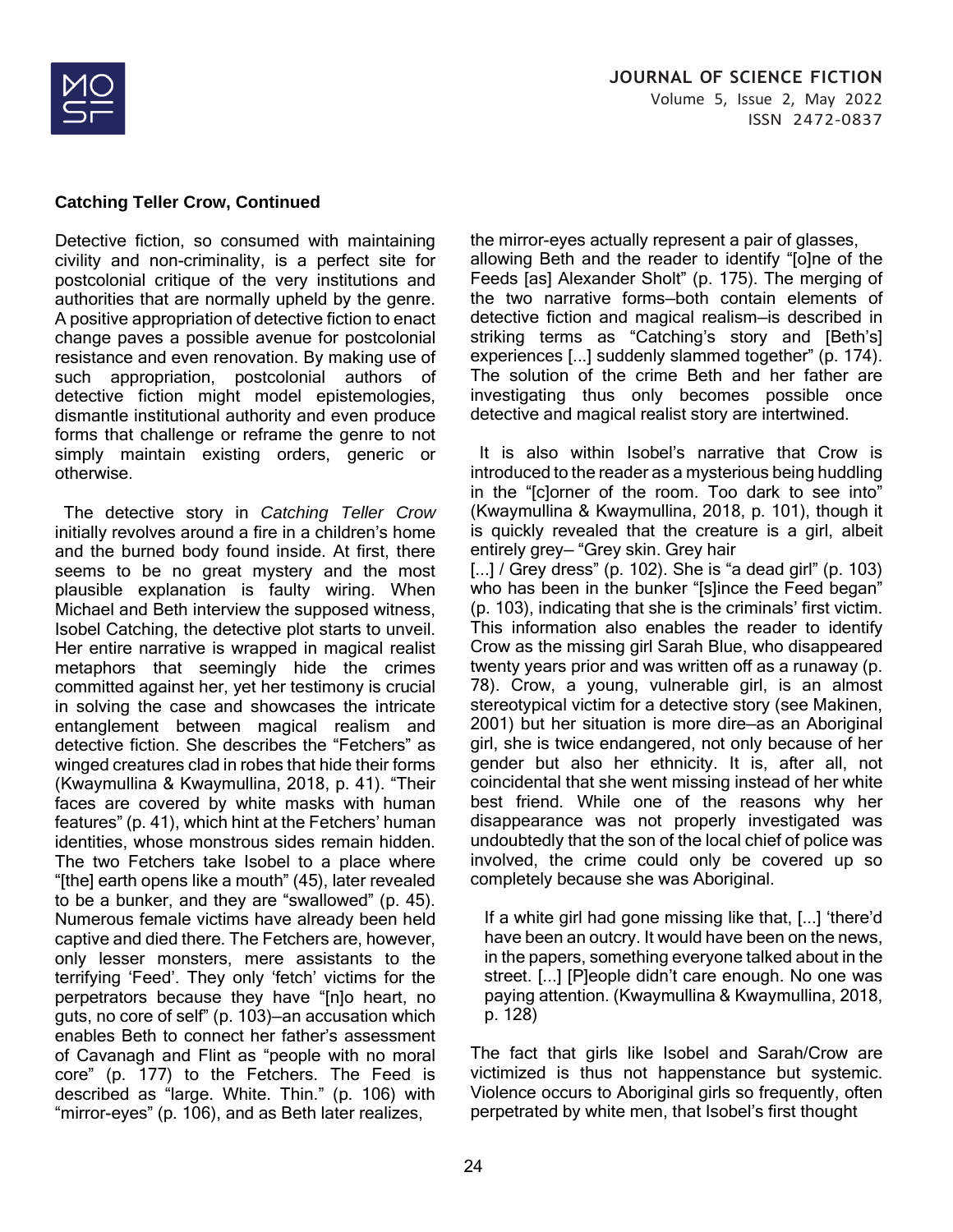## Catching Teller Crow, Continued

Detective fiction, so consumed with maintaining civility and non-criminality, is a perfect site for postcolonial critique of the very institutions and authorities that are normally upheld by the genre. A positive appropriation of detective fiction to enact change paves a possible avenue for postcolonial resistance and even renovation. By making use of such appropriation, postcolonial authors of detective fiction might model epistemologies, dismantle institutional authority and even produce forms that challenge or reframe the genre to not simply maintain existing orders, generic or otherwise.

The detective story in *Catching Teller Crow* initially revolves around a fire in a children's home and the burned body found inside. At first, there seems to be no great mystery and the most plausible explanation is faulty wiring. When Michael and Beth interview the supposed witness, Isobel Catching, the detective plot starts to unveil. Her entire narrative is wrapped in magical realist metaphors that seemingly hide the crimes committed against her, yet her testimony is crucial in solving the case and showcases the intricate entanglement between magical realism and detective fiction. She describes the "Fetchers" as winged creatures clad in robes that hide their forms (Kwaymullina & Kwaymullina, 2018, p. 41). "Their faces are covered by white masks with human features" (p. 41), which hint at the Fetchers' human identities, whose monstrous sides remain hidden. The two Fetchers take Isobel to a place where "[the] earth opens like a mouth" (45), later revealed to be a bunker, and they are "swallowed" (p. 45). Numerous female victims have already been held captive and died there. The Fetchers are, however, only lesser monsters, mere assistants to the terrifying 'Feed'. They only 'fetch' victims for the perpetrators because they have "[n]o heart, no guts, no core of self" (p. 103)—an accusation which enables Beth to connect her father's assessment of Cavanagh and Flint as "people with no moral core" (p. 177) to the Fetchers. The Feed is described as "large. White. Thin." (p. 106) with "mirror-eyes" (p. 106), and as Beth later realizes, the mirror-eyes actually represent a pair of glasses, allowing Beth and the reader to identify "[o]ne of the Feeds [as] Alexander Sholt" (p. 175). The merging of the two narrative forms—both contain elements of detective fiction and magical realism—is described in striking terms as "Catching's story and [Beth's] experiences [...] suddenly slammed together" (p. 174). The solution of the crime Beth and her father are investigating thus only becomes possible once detective and magical realist story are intertwined.

It is also within Isobel's narrative that Crow is introduced to the reader as a mysterious being huddling in the "[c]orner of the room. Too dark to see into" (Kwaymullina & Kwaymullina, 2018, p. 101), though it is quickly revealed that the creature is a girl, albeit entirely grey— "Grey skin. Grey hair [...] / Grey dress" (p. 102). She is "a dead girl" (p. 103) who has been in the bunker "[s]ince the Feed began" (p. 103), indicating that she is the criminals' first victim. This information also enables the reader to identify Crow as the missing girl Sarah Blue, who disappeared twenty years prior and was written off as a runaway (p. 78). Crow, a young, vulnerable girl, is an almost stereotypical victim for a detective story (see Makinen, 2001) but her situation is more dire—as an Aboriginal girl, she is twice endangered, not only because of her gender but also her ethnicity. It is, after all, not coincidental that she went missing instead of her white best friend. While one of the reasons why her disappearance was not properly investigated was undoubtedly that the son of the local chief of police was involved, the crime could only be covered up so completely because she was Aboriginal.

> If a white girl had gone missing like that, [...] 'there'd have been an outcry. It would have been on the news, in the papers, something everyone talked about in the street. [...] [P]eople didn't care enough. No one was paying attention. (Kwaymullina & Kwaymullina, 2018, p. 128)

The fact that girls like Isobel and Sarah/Crow are victimized is thus not happenstance but systemic. Violence occurs to Aboriginal girls so frequently, often perpetrated by white men, that Isobel's first thought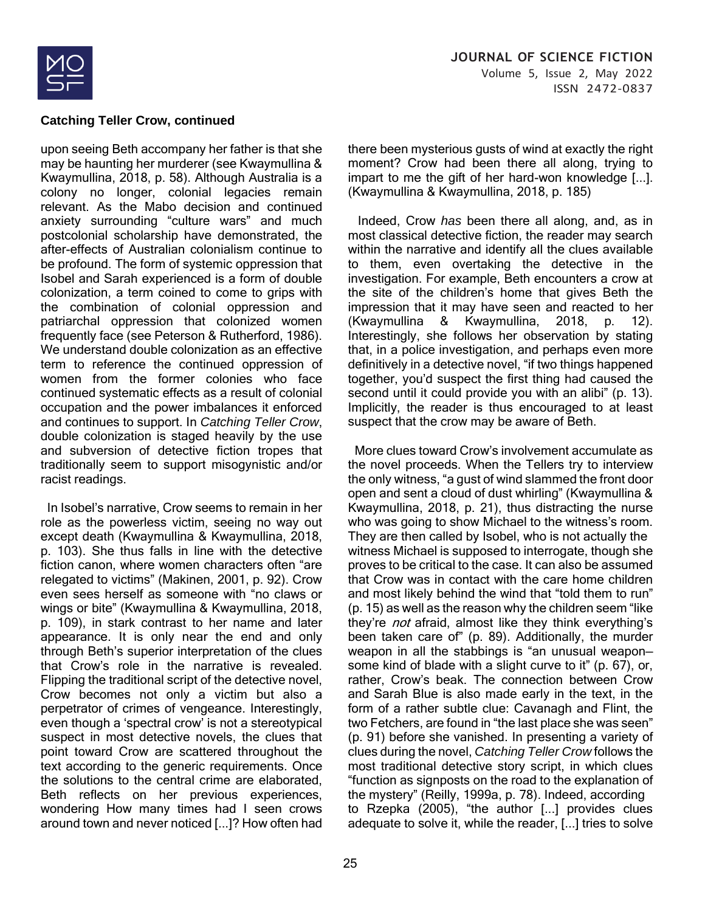**Catching Teller Crow, continued**

upon seeing Beth accompany her father is that she may be haunting her murderer (see Kwaymullina & Kwaymullina, 2018, p. 58). Although Australia is a colony no longer, colonial legacies remain relevant. As the Mabo decision and continued anxiety surrounding "culture wars" and much postcolonial scholarship have demonstrated, the after-effects of Australian colonialism continue to be profound. The form of systemic oppression that Isobel and Sarah experienced is a form of double colonization, a term coined to come to grips with the combination of colonial oppression and patriarchal oppression that colonized women frequently face (see Peterson & Rutherford, 1986). We understand double colonization as an effective term to reference the continued oppression of women from the former colonies who face continued systematic effects as a result of colonial occupation and the power imbalances it enforced and continues to support. In *Catching Teller Crow*, double colonization is staged heavily by the use and subversion of detective fiction tropes that traditionally seem to support misogynistic and/or racist readings.

In Isobel's narrative, Crow seems to remain in her role as the powerless victim, seeing no way out except death (Kwaymullina & Kwaymullina, 2018, p. 103). She thus falls in line with the detective fiction canon, where women characters often "are relegated to victims" (Makinen, 2001, p. 92). Crow even sees herself as someone with "no claws or wings or bite" (Kwaymullina & Kwaymullina, 2018, p. 109), in stark contrast to her name and later appearance. It is only near the end and only through Beth's superior interpretation of the clues that Crow's role in the narrative is revealed. Flipping the traditional script of the detective novel, Crow becomes not only a victim but also a perpetrator of crimes of vengeance. Interestingly, even though a 'spectral crow' is not a stereotypical suspect in most detective novels, the clues that point toward Crow are scattered throughout the text according to the generic requirements. Once the solutions to the central crime are elaborated, Beth reflects on her previous experiences, wondering How many times had I seen crows around town and never noticed [...]? How often had there been mysterious gusts of wind at exactly the right moment? Crow had been there all along, trying to impart to me the gift of her hard-won knowledge [...]. (Kwaymullina & Kwaymullina, 2018, p. 185)

Indeed, Crow *has* been there all along, and, as in most classical detective fiction, the reader may search within the narrative and identify all the clues available to them, even overtaking the detective in the investigation. For example, Beth encounters a crow at the site of the children's home that gives Beth the impression that it may have seen and reacted to her (Kwaymullina & Kwaymullina, 2018, p. 12). Interestingly, she follows her observation by stating that, in a police investigation, and perhaps even more definitively in a detective novel, "if two things happened together, you'd suspect the first thing had caused the second until it could provide you with an alibi" (p. 13). Implicitly, the reader is thus encouraged to at least suspect that the crow may be aware of Beth.

More clues toward Crow's involvement accumulate as the novel proceeds. When the Tellers try to interview the only witness, "a gust of wind slammed the front door open and sent a cloud of dust whirling" (Kwaymullina & Kwaymullina, 2018, p. 21), thus distracting the nurse who was going to show Michael to the witness's room. They are then called by Isobel, who is not actually the witness Michael is supposed to interrogate, though she proves to be critical to the case. It can also be assumed that Crow was in contact with the care home children and most likely behind the wind that "told them to run" (p. 15) as well as the reason why the children seem "like they're *not* afraid, almost like they think everything's been taken care of" (p. 89). Additionally, the murder weapon in all the stabbings is "an unusual weapon–some kind of blade with a slight curve to it" (p. 67), or, rather, Crow's beak. The connection between Crow and Sarah Blue is also made early in the text, in the form of a rather subtle clue: Cavanagh and Flint, the two Fetchers, are found in "the last place she was seen" (p. 91) before she vanished. In presenting a variety of clues during the novel, *Catching Teller Crow* follows the most traditional detective story script, in which clues "function as signposts on the road to the explanation of the mystery" (Reilly, 1999a, p. 78). Indeed, according to Rzepka (2005), "the author [...] provides clues adequate to solve it, while the reader, [...] tries to solve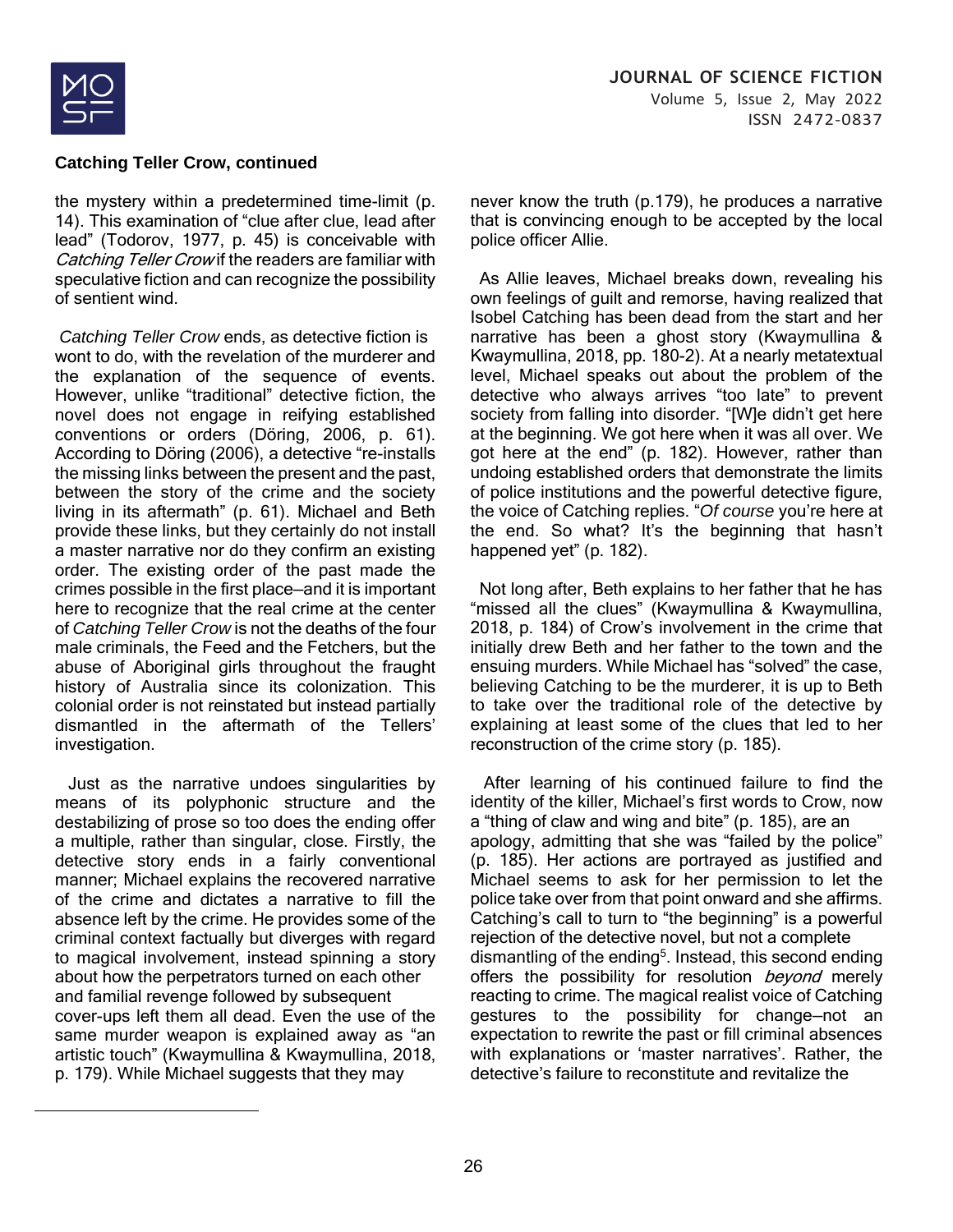**Catching Teller Crow, continued**

the mystery within a predetermined time-limit (p. 14). This examination of "clue after clue, lead after lead" (Todorov, 1977, p. 45) is conceivable with *Catching Teller Crow* if the readers are familiar with speculative fiction and can recognize the possibility of sentient wind.

*Catching Teller Crow* ends, as detective fiction is wont to do, with the revelation of the murderer and the explanation of the sequence of events. However, unlike "traditional" detective fiction, the novel does not engage in reifying established conventions or orders (Döring, 2006, p. 61). According to Döring (2006), a detective "re-installs the missing links between the present and the past, between the story of the crime and the society living in its aftermath" (p. 61). Michael and Beth provide these links, but they certainly do not install a master narrative nor do they confirm an existing order. The existing order of the past made the crimes possible in the first place—and it is important here to recognize that the real crime at the center of *Catching Teller Crow* is not the deaths of the four male criminals, the Feed and the Fetchers, but the abuse of Aboriginal girls throughout the fraught history of Australia since its colonization. This colonial order is not reinstated but instead partially dismantled in the aftermath of the Tellers' investigation.

Just as the narrative undoes singularities by means of its polyphonic structure and the destabilizing of prose so too does the ending offer a multiple, rather than singular, close. Firstly, the detective story ends in a fairly conventional manner; Michael explains the recovered narrative of the crime and dictates a narrative to fill the absence left by the crime. He provides some of the criminal context factually but diverges with regard to magical involvement, instead spinning a story about how the perpetrators turned on each other and familial revenge followed by subsequent cover-ups left them all dead. Even the use of the same murder weapon is explained away as "an artistic touch" (Kwaymullina & Kwaymullina, 2018, p. 179). While Michael suggests that they may never know the truth (p.179), he produces a narrative that is convincing enough to be accepted by the local police officer Allie.

As Allie leaves, Michael breaks down, revealing his own feelings of guilt and remorse, having realized that Isobel Catching has been dead from the start and her narrative has been a ghost story (Kwaymullina & Kwaymullina, 2018, pp. 180-2). At a nearly metatextual level, Michael speaks out about the problem of the detective who always arrives "too late" to prevent society from falling into disorder. "[W]e didn't get here at the beginning. We got here when it was all over. We got here at the end" (p. 182). However, rather than undoing established orders that demonstrate the limits of police institutions and the powerful detective figure, the voice of Catching replies. "*Of course* you're here at the end. So what? It's the beginning that hasn't happened yet" (p. 182).

Not long after, Beth explains to her father that he has "missed all the clues" (Kwaymullina & Kwaymullina, 2018, p. 184) of Crow's involvement in the crime that initially drew Beth and her father to the town and the ensuing murders. While Michael has "solved" the case, believing Catching to be the murderer, it is up to Beth to take over the traditional role of the detective by explaining at least some of the clues that led to her reconstruction of the crime story (p. 185).

After learning of his continued failure to find the identity of the killer, Michael's first words to Crow, now a "thing of claw and wing and bite" (p. 185), are an apology, admitting that she was "failed by the police" (p. 185). Her actions are portrayed as justified and Michael seems to ask for her permission to let the police take over from that point onward and she affirms. Catching's call to turn to "the beginning" is a powerful rejection of the detective novel, but not a complete dismantling of the ending[5]. Instead, this second ending offers the possibility for resolution *beyond* merely reacting to crime. The magical realist voice of Catching gestures to the possibility for change—not an expectation to rewrite the past or fill criminal absences with explanations or 'master narratives'. Rather, the detective's failure to reconstitute and revitalize the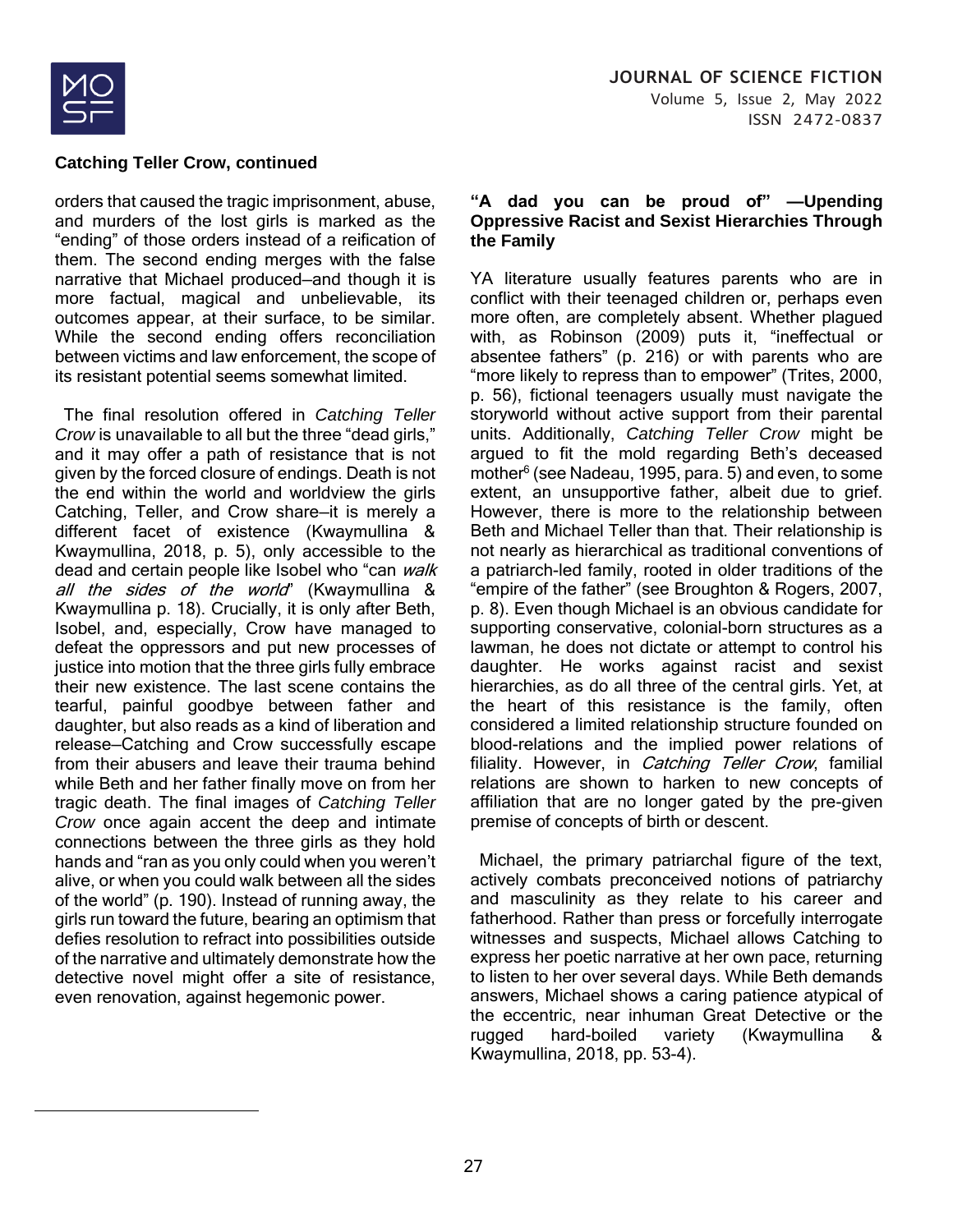orders that caused the tragic imprisonment, abuse, and murders of the lost girls is marked as the "ending" of those orders instead of a reification of them. The second ending merges with the false narrative that Michael produced—and though it is more factual, magical and unbelievable, its outcomes appear, at their surface, to be similar. While the second ending offers reconciliation between victims and law enforcement, the scope of its resistant potential seems somewhat limited.

The final resolution offered in *Catching Teller Crow* is unavailable to all but the three "dead girls," and it may offer a path of resistance that is not given by the forced closure of endings. Death is not the end within the world and worldview the girls Catching, Teller, and Crow share—it is merely a different facet of existence (Kwaymullina & Kwaymullina, 2018, p. 5), only accessible to the dead and certain people like Isobel who "can *walk all the sides of the world*" (Kwaymullina & Kwaymullina p. 18). Crucially, it is only after Beth, Isobel, and, especially, Crow have managed to defeat the oppressors and put new processes of justice into motion that the three girls fully embrace their new existence. The last scene contains the tearful, painful goodbye between father and daughter, but also reads as a kind of liberation and release—Catching and Crow successfully escape from their abusers and leave their trauma behind while Beth and her father finally move on from her tragic death. The final images of *Catching Teller Crow* once again accent the deep and intimate connections between the three girls as they hold hands and "ran as you only could when you weren't alive, or when you could walk between all the sides of the world" (p. 190). Instead of running away, the girls run toward the future, bearing an optimism that defies resolution to refract into possibilities outside of the narrative and ultimately demonstrate how the detective novel might offer a site of resistance, even renovation, against hegemonic power.

## "A dad you can be proud of" —Upending Oppressive Racist and Sexist Hierarchies Through the Family

YA literature usually features parents who are in conflict with their teenaged children or, perhaps even more often, are completely absent. Whether plagued with, as Robinson (2009) puts it, "ineffectual or absentee fathers" (p. 216) or with parents who are "more likely to repress than to empower" (Trites, 2000, p. 56), fictional teenagers usually must navigate the storyworld without active support from their parental units. Additionally, *Catching Teller Crow* might be argued to fit the mold regarding Beth's deceased mother[6] (see Nadeau, 1995, para. 5) and even, to some extent, an unsupportive father, albeit due to grief. However, there is more to the relationship between Beth and Michael Teller than that. Their relationship is not nearly as hierarchical as traditional conventions of a patriarch-led family, rooted in older traditions of the "empire of the father" (see Broughton & Rogers, 2007, p. 8). Even though Michael is an obvious candidate for supporting conservative, colonial-born structures as a lawman, he does not dictate or attempt to control his daughter. He works against racist and sexist hierarchies, as do all three of the central girls. Yet, at the heart of this resistance is the family, often considered a limited relationship structure founded on blood-relations and the implied power relations of filiality. However, in *Catching Teller Crow*, familial relations are shown to harken to new concepts of affiliation that are no longer gated by the pre-given premise of concepts of birth or descent.

Michael, the primary patriarchal figure of the text, actively combats preconceived notions of patriarchy and masculinity as they relate to his career and fatherhood. Rather than press or forcefully interrogate witnesses and suspects, Michael allows Catching to express her poetic narrative at her own pace, returning to listen to her over several days. While Beth demands answers, Michael shows a caring patience atypical of the eccentric, near inhuman Great Detective or the rugged hard-boiled variety (Kwaymullina & Kwaymullina, 2018, pp. 53-4).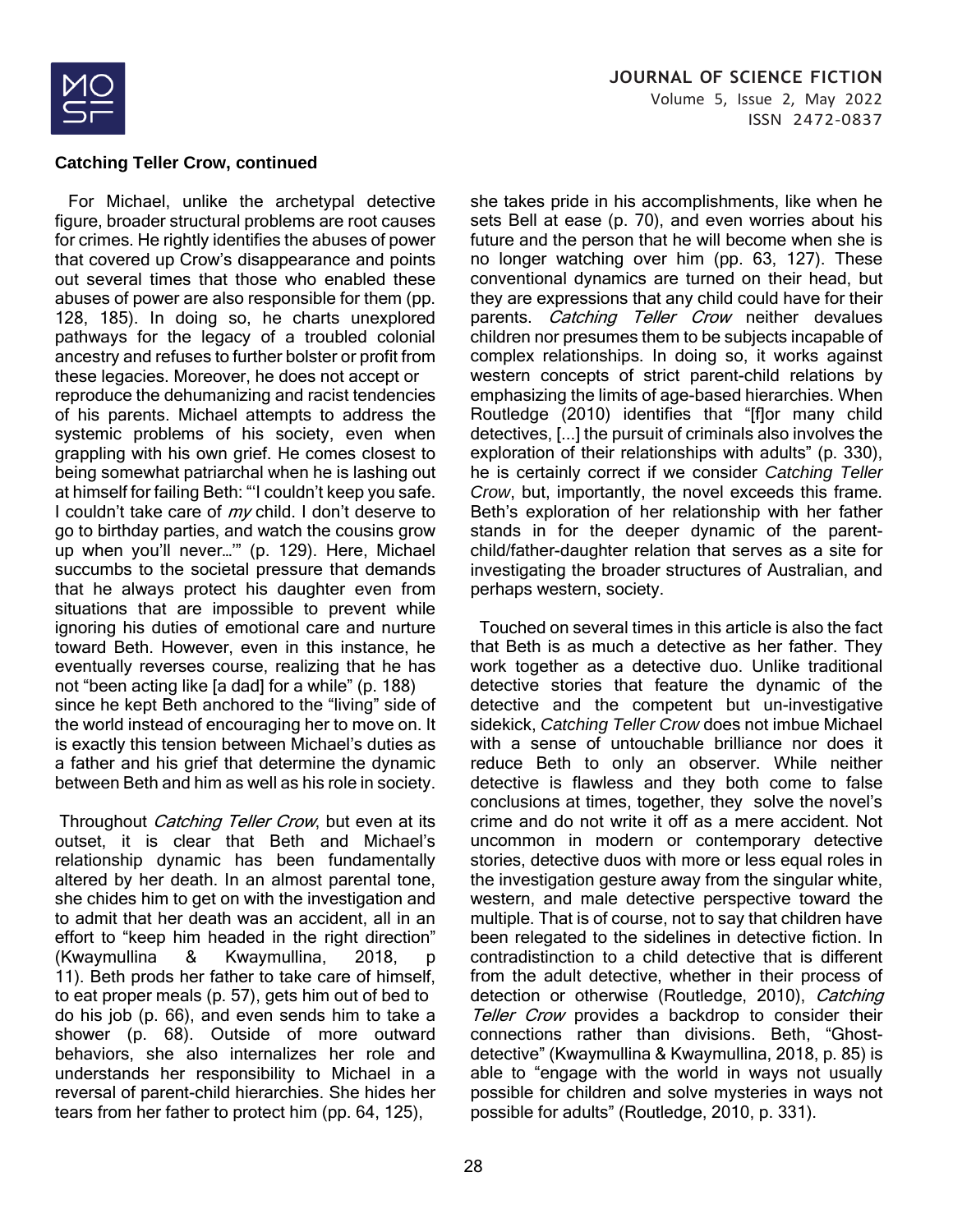**Catching Teller Crow, continued**

For Michael, unlike the archetypal detective figure, broader structural problems are root causes for crimes. He rightly identifies the abuses of power that covered up Crow's disappearance and points out several times that those who enabled these abuses of power are also responsible for them (pp. 128, 185). In doing so, he charts unexplored pathways for the legacy of a troubled colonial ancestry and refuses to further bolster or profit from these legacies. Moreover, he does not accept or reproduce the dehumanizing and racist tendencies of his parents. Michael attempts to address the systemic problems of his society, even when grappling with his own grief. He comes closest to being somewhat patriarchal when he is lashing out at himself for failing Beth: "'I couldn't keep you safe. I couldn't take care of *my* child. I don't deserve to go to birthday parties, and watch the cousins grow up when you'll never…'" (p. 129). Here, Michael succumbs to the societal pressure that demands that he always protect his daughter even from situations that are impossible to prevent while ignoring his duties of emotional care and nurture toward Beth. However, even in this instance, he eventually reverses course, realizing that he has not "been acting like [a dad] for a while" (p. 188) since he kept Beth anchored to the "living" side of the world instead of encouraging her to move on. It is exactly this tension between Michael's duties as a father and his grief that determine the dynamic between Beth and him as well as his role in society.

Throughout *Catching Teller Crow*, but even at its outset, it is clear that Beth and Michael's relationship dynamic has been fundamentally altered by her death. In an almost parental tone, she chides him to get on with the investigation and to admit that her death was an accident, all in an effort to "keep him headed in the right direction" (Kwaymullina & Kwaymullina, 2018, p 11). Beth prods her father to take care of himself, to eat proper meals (p. 57), gets him out of bed to do his job (p. 66), and even sends him to take a shower (p. 68). Outside of more outward behaviors, she also internalizes her role and understands her responsibility to Michael in a reversal of parent-child hierarchies. She hides her tears from her father to protect him (pp. 64, 125), she takes pride in his accomplishments, like when he sets Bell at ease (p. 70), and even worries about his future and the person that he will become when she is no longer watching over him (pp. 63, 127). These conventional dynamics are turned on their head, but they are expressions that any child could have for their parents. *Catching Teller Crow* neither devalues children nor presumes them to be subjects incapable of complex relationships. In doing so, it works against western concepts of strict parent-child relations by emphasizing the limits of age-based hierarchies. When Routledge (2010) identifies that "[f]or many child detectives, [...] the pursuit of criminals also involves the exploration of their relationships with adults" (p. 330), he is certainly correct if we consider *Catching Teller Crow*, but, importantly, the novel exceeds this frame. Beth's exploration of her relationship with her father stands in for the deeper dynamic of the parent-child/father-daughter relation that serves as a site for investigating the broader structures of Australian, and perhaps western, society.

Touched on several times in this article is also the fact that Beth is as much a detective as her father. They work together as a detective duo. Unlike traditional detective stories that feature the dynamic of the detective and the competent but un-investigative sidekick, *Catching Teller Crow* does not imbue Michael with a sense of untouchable brilliance nor does it reduce Beth to only an observer. While neither detective is flawless and they both come to false conclusions at times, together, they solve the novel's crime and do not write it off as a mere accident. Not uncommon in modern or contemporary detective stories, detective duos with more or less equal roles in the investigation gesture away from the singular white, western, and male detective perspective toward the multiple. That is of course, not to say that children have been relegated to the sidelines in detective fiction. In contradistinction to a child detective that is different from the adult detective, whether in their process of detection or otherwise (Routledge, 2010), *Catching Teller Crow* provides a backdrop to consider their connections rather than divisions. Beth, "Ghost-detective" (Kwaymullina & Kwaymullina, 2018, p. 85) is able to "engage with the world in ways not usually possible for children and solve mysteries in ways not possible for adults" (Routledge, 2010, p. 331).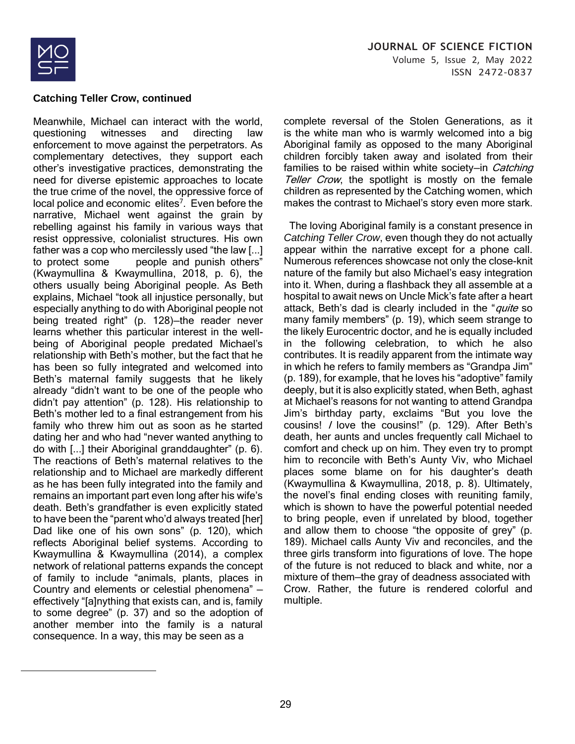**Catching Teller Crow, continued**

Meanwhile, Michael can interact with the world, questioning witnesses and directing law enforcement to move against the perpetrators. As complementary detectives, they support each other's investigative practices, demonstrating the need for diverse epistemic approaches to locate the true crime of the novel, the oppressive force of local police and economic elites[7]. Even before the narrative, Michael went against the grain by rebelling against his family in various ways that resist oppressive, colonialist structures. His own father was a cop who mercilessly used "the law [...] to protect some people and punish others" (Kwaymullina & Kwaymullina, 2018, p. 6), the others usually being Aboriginal people. As Beth explains, Michael "took all injustice personally, but especially anything to do with Aboriginal people not being treated right" (p. 128)—the reader never learns whether this particular interest in the well-being of Aboriginal people predated Michael's relationship with Beth's mother, but the fact that he has been so fully integrated and welcomed into Beth's maternal family suggests that he likely already "didn't want to be one of the people who didn't pay attention" (p. 128). His relationship to Beth's mother led to a final estrangement from his family who threw him out as soon as he started dating her and who had "never wanted anything to do with [...] their Aboriginal granddaughter" (p. 6). The reactions of Beth's maternal relatives to the relationship and to Michael are markedly different as he has been fully integrated into the family and remains an important part even long after his wife's death. Beth's grandfather is even explicitly stated to have been the "parent who'd always treated [her] Dad like one of his own sons" (p. 120), which reflects Aboriginal belief systems. According to Kwaymullina & Kwaymullina (2014), a complex network of relational patterns expands the concept of family to include "animals, plants, places in Country and elements or celestial phenomena" — effectively "[a]nything that exists can, and is, family to some degree" (p. 37) and so the adoption of another member into the family is a natural consequence. In a way, this may be seen as a complete reversal of the Stolen Generations, as it is the white man who is warmly welcomed into a big Aboriginal family as opposed to the many Aboriginal children forcibly taken away and isolated from their families to be raised within white society—in *Catching Teller Crow*, the spotlight is mostly on the female children as represented by the Catching women, which makes the contrast to Michael's story even more stark.

The loving Aboriginal family is a constant presence in *Catching Teller Crow*, even though they do not actually appear within the narrative except for a phone call. Numerous references showcase not only the close-knit nature of the family but also Michael's easy integration into it. When, during a flashback they all assemble at a hospital to await news on Uncle Mick's fate after a heart attack, Beth's dad is clearly included in the "*quite* so many family members" (p. 19), which seem strange to the likely Eurocentric doctor, and he is equally included in the following celebration, to which he also contributes. It is readily apparent from the intimate way in which he refers to family members as "Grandpa Jim" (p. 189), for example, that he loves his "adoptive" family deeply, but it is also explicitly stated, when Beth, aghast at Michael's reasons for not wanting to attend Grandpa Jim's birthday party, exclaims "But you love the cousins! *I* love the cousins!" (p. 129). After Beth's death, her aunts and uncles frequently call Michael to comfort and check up on him. They even try to prompt him to reconcile with Beth's Aunty Viv, who Michael places some blame on for his daughter's death (Kwaymullina & Kwaymullina, 2018, p. 8). Ultimately, the novel's final ending closes with reuniting family, which is shown to have the powerful potential needed to bring people, even if unrelated by blood, together and allow them to choose "the opposite of grey" (p. 189). Michael calls Aunty Viv and reconciles, and the three girls transform into figurations of love. The hope of the future is not reduced to black and white, nor a mixture of them—the gray of deadness associated with Crow. Rather, the future is rendered colorful and multiple.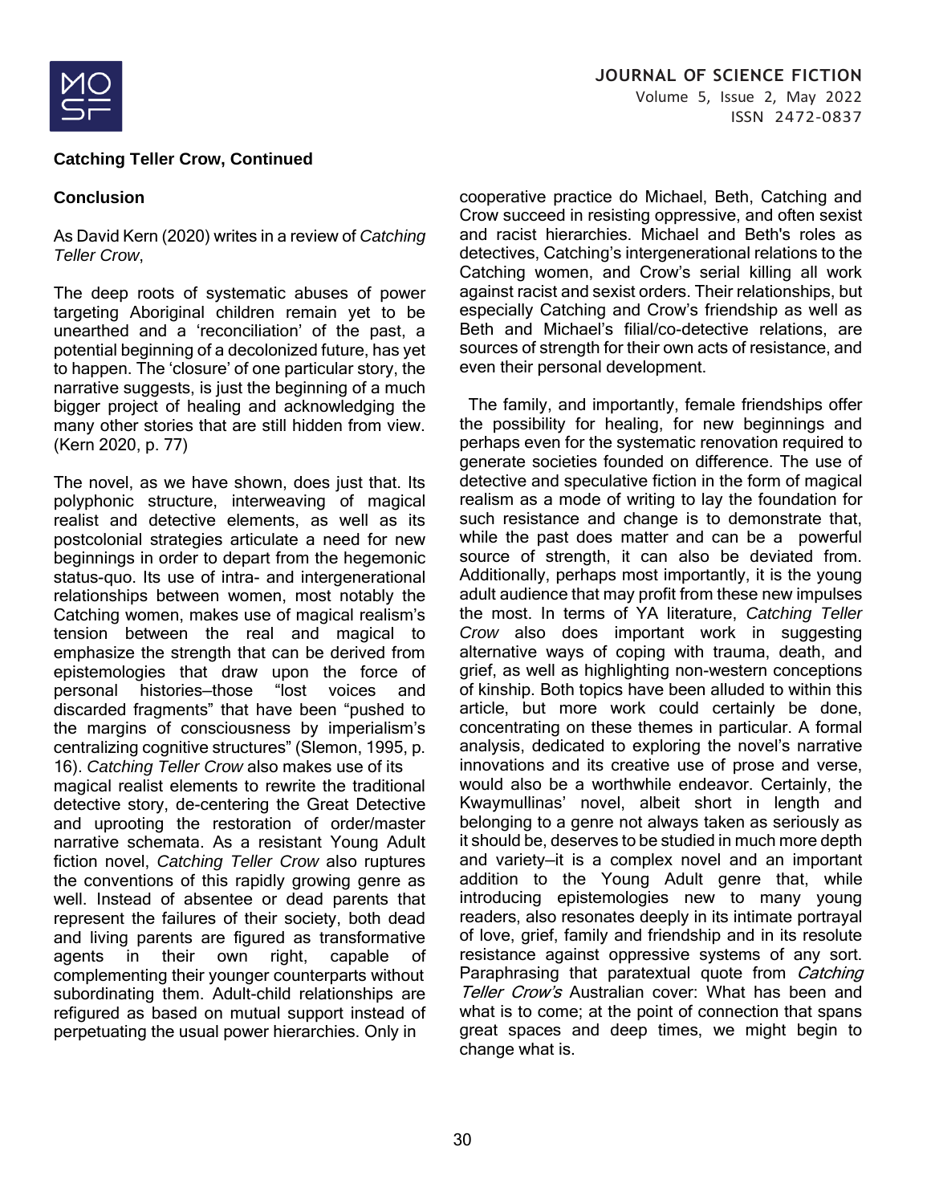**Catching Teller Crow, Continued**

## Conclusion

As David Kern (2020) writes in a review of *Catching Teller Crow*,

> The deep roots of systematic abuses of power targeting Aboriginal children remain yet to be unearthed and a 'reconciliation' of the past, a potential beginning of a decolonized future, has yet to happen. The 'closure' of one particular story, the narrative suggests, is just the beginning of a much bigger project of healing and acknowledging the many other stories that are still hidden from view. (Kern 2020, p. 77)

The novel, as we have shown, does just that. Its polyphonic structure, interweaving of magical realist and detective elements, as well as its postcolonial strategies articulate a need for new beginnings in order to depart from the hegemonic status-quo. Its use of intra- and intergenerational relationships between women, most notably the Catching women, makes use of magical realism's tension between the real and magical to emphasize the strength that can be derived from epistemologies that draw upon the force of personal histories—those "lost voices and discarded fragments" that have been "pushed to the margins of consciousness by imperialism's centralizing cognitive structures" (Slemon, 1995, p. 16). *Catching Teller Crow* also makes use of its magical realist elements to rewrite the traditional detective story, de-centering the Great Detective and uprooting the restoration of order/master narrative schemata. As a resistant Young Adult fiction novel, *Catching Teller Crow* also ruptures the conventions of this rapidly growing genre as well. Instead of absentee or dead parents that represent the failures of their society, both dead and living parents are figured as transformative agents in their own right, capable of complementing their younger counterparts without subordinating them. Adult-child relationships are refigured as based on mutual support instead of perpetuating the usual power hierarchies. Only in cooperative practice do Michael, Beth, Catching and Crow succeed in resisting oppressive, and often sexist and racist hierarchies. Michael and Beth's roles as detectives, Catching's intergenerational relations to the Catching women, and Crow's serial killing all work against racist and sexist orders. Their relationships, but especially Catching and Crow's friendship as well as Beth and Michael's filial/co-detective relations, are sources of strength for their own acts of resistance, and even their personal development.

The family, and importantly, female friendships offer the possibility for healing, for new beginnings and perhaps even for the systematic renovation required to generate societies founded on difference. The use of detective and speculative fiction in the form of magical realism as a mode of writing to lay the foundation for such resistance and change is to demonstrate that, while the past does matter and can be a powerful source of strength, it can also be deviated from. Additionally, perhaps most importantly, it is the young adult audience that may profit from these new impulses the most. In terms of YA literature, *Catching Teller Crow* also does important work in suggesting alternative ways of coping with trauma, death, and grief, as well as highlighting non-western conceptions of kinship. Both topics have been alluded to within this article, but more work could certainly be done, concentrating on these themes in particular. A formal analysis, dedicated to exploring the novel's narrative innovations and its creative use of prose and verse, would also be a worthwhile endeavor. Certainly, the Kwaymullinas' novel, albeit short in length and belonging to a genre not always taken as seriously as it should be, deserves to be studied in much more depth and variety—it is a complex novel and an important addition to the Young Adult genre that, while introducing epistemologies new to many young readers, also resonates deeply in its intimate portrayal of love, grief, family and friendship and in its resolute resistance against oppressive systems of any sort. Paraphrasing that paratextual quote from *Catching Teller Crow's* Australian cover: What has been and what is to come; at the point of connection that spans great spaces and deep times, we might begin to change what is.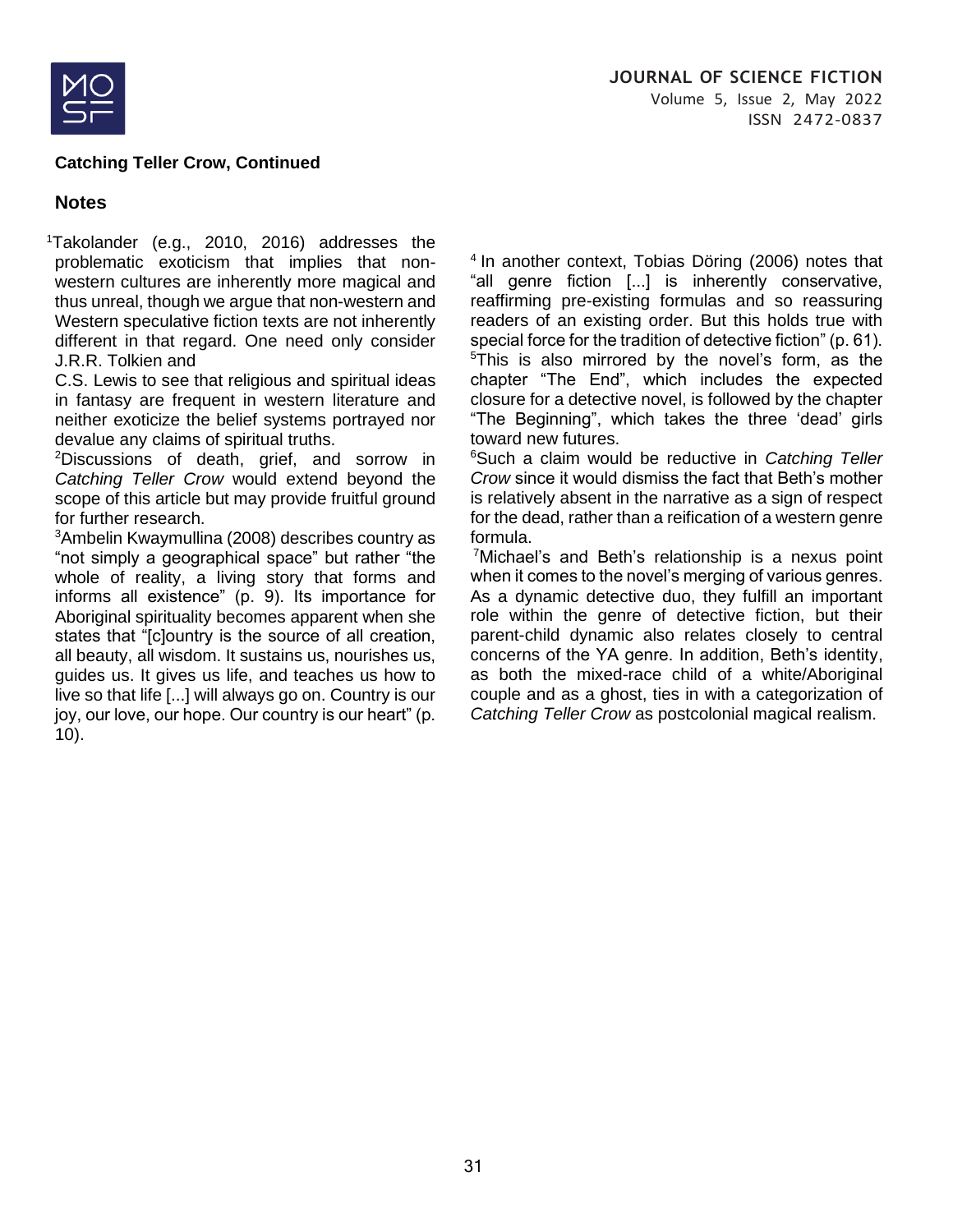**Catching Teller Crow, Continued**

## Notes

[1]Takolander (e.g., 2010, 2016) addresses the problematic exoticism that implies that non-western cultures are inherently more magical and thus unreal, though we argue that non-western and Western speculative fiction texts are not inherently different in that regard. One need only consider J.R.R. Tolkien and C.S. Lewis to see that religious and spiritual ideas in fantasy are frequent in western literature and neither exoticize the belief systems portrayed nor devalue any claims of spiritual truths.

[2]Discussions of death, grief, and sorrow in *Catching Teller Crow* would extend beyond the scope of this article but may provide fruitful ground for further research.

[3]Ambelin Kwaymullina (2008) describes country as “not simply a geographical space” but rather “the whole of reality, a living story that forms and informs all existence” (p. 9). Its importance for Aboriginal spirituality becomes apparent when she states that “[c]ountry is the source of all creation, all beauty, all wisdom. It sustains us, nourishes us, guides us. It gives us life, and teaches us how to live so that life [...] will always go on. Country is our joy, our love, our hope. Our country is our heart” (p. 10).

[4] In another context, Tobias Döring (2006) notes that “all genre fiction [...] is inherently conservative, reaffirming pre-existing formulas and so reassuring readers of an existing order. But this holds true with special force for the tradition of detective fiction” (p. 61).

[5]This is also mirrored by the novel’s form, as the chapter “The End”, which includes the expected closure for a detective novel, is followed by the chapter “The Beginning”, which takes the three ‘dead’ girls toward new futures.

[6]Such a claim would be reductive in *Catching Teller Crow* since it would dismiss the fact that Beth’s mother is relatively absent in the narrative as a sign of respect for the dead, rather than a reification of a western genre formula.

[7]Michael’s and Beth’s relationship is a nexus point when it comes to the novel’s merging of various genres. As a dynamic detective duo, they fulfill an important role within the genre of detective fiction, but their parent-child dynamic also relates closely to central concerns of the YA genre. In addition, Beth’s identity, as both the mixed-race child of a white/Aboriginal couple and as a ghost, ties in with a categorization of *Catching Teller Crow* as postcolonial magical realism.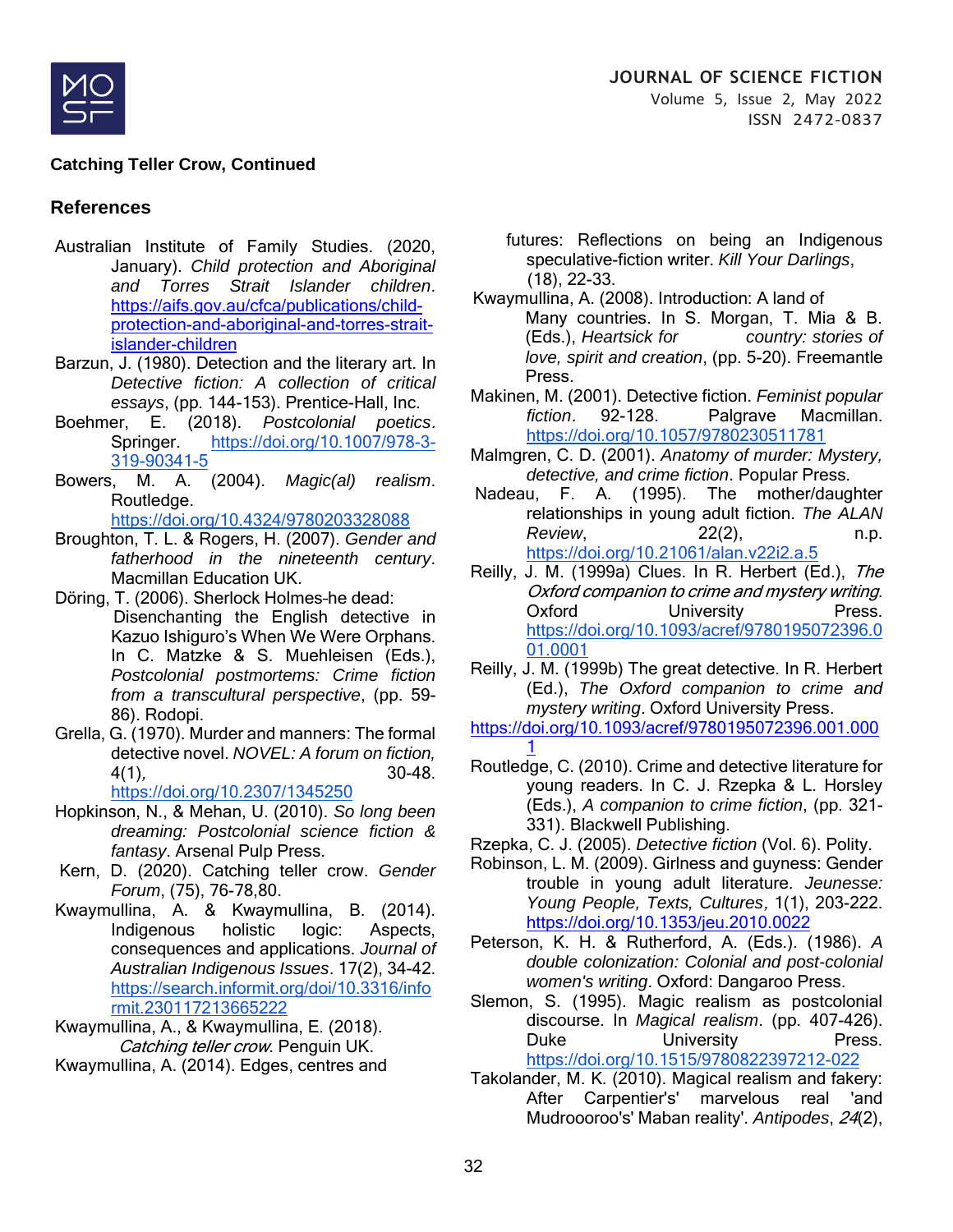**Catching Teller Crow, Continued**

## References

Australian Institute of Family Studies. (2020, January). *Child protection and Aboriginal and Torres Strait Islander children*. https://aifs.gov.au/cfca/publications/child-protection-and-aboriginal-and-torres-strait-islander-children

Barzun, J. (1980). Detection and the literary art. In *Detective fiction: A collection of critical essays*, (pp. 144-153). Prentice-Hall, Inc.

Boehmer, E. (2018). *Postcolonial poetics*. Springer. https://doi.org/10.1007/978-3-319-90341-5

Bowers, M. A. (2004). *Magic(al) realism*. Routledge. https://doi.org/10.4324/9780203328088

Broughton, T. L. & Rogers, H. (2007). *Gender and fatherhood in the nineteenth century*. Macmillan Education UK.

Döring, T. (2006). Sherlock Holmes-he dead: Disenchanting the English detective in Kazuo Ishiguro's When We Were Orphans. In C. Matzke & S. Muehleisen (Eds.), *Postcolonial postmortems: Crime fiction from a transcultural perspective*, (pp. 59-86). Rodopi.

Grella, G. (1970). Murder and manners: The formal detective novel. *NOVEL: A forum on fiction,* 4(1), 30-48. https://doi.org/10.2307/1345250

Hopkinson, N., & Mehan, U. (2010). *So long been dreaming: Postcolonial science fiction & fantasy*. Arsenal Pulp Press.

Kern, D. (2020). Catching teller crow. *Gender Forum*, (75), 76-78,80.

Kwaymullina, A. & Kwaymullina, B. (2014). Indigenous holistic logic: Aspects, consequences and applications. *Journal of Australian Indigenous Issues*. 17(2), 34-42. https://search.informit.org/doi/10.3316/informit.230117213665222

Kwaymullina, A., & Kwaymullina, E. (2018). *Catching teller crow*. Penguin UK.

Kwaymullina, A. (2014). Edges, centres and futures: Reflections on being an Indigenous speculative-fiction writer. *Kill Your Darlings*, (18), 22-33.

Kwaymullina, A. (2008). Introduction: A land of Many countries. In S. Morgan, T. Mia & B. (Eds.), *Heartsick for country: stories of love, spirit and creation*, (pp. 5-20). Freemantle Press.

Makinen, M. (2001). Detective fiction. *Feminist popular fiction*. 92-128. Palgrave Macmillan. https://doi.org/10.1057/9780230511781

Malmgren, C. D. (2001). *Anatomy of murder: Mystery, detective, and crime fiction*. Popular Press.

Nadeau, F. A. (1995). The mother/daughter relationships in young adult fiction. *The ALAN Review*, 22(2), n.p. https://doi.org/10.21061/alan.v22i2.a.5

Reilly, J. M. (1999a) Clues. In R. Herbert (Ed.), *The Oxford companion to crime and mystery writing*. Oxford University Press. https://doi.org/10.1093/acref/9780195072396.001.0001

Reilly, J. M. (1999b) The great detective. In R. Herbert (Ed.), *The Oxford companion to crime and mystery writing*. Oxford University Press. https://doi.org/10.1093/acref/9780195072396.001.0001

Routledge, C. (2010). Crime and detective literature for young readers. In C. J. Rzepka & L. Horsley (Eds.), *A companion to crime fiction*, (pp. 321-331). Blackwell Publishing.

Rzepka, C. J. (2005). *Detective fiction* (Vol. 6). Polity.

Robinson, L. M. (2009). Girlness and guyness: Gender trouble in young adult literature. *Jeunesse: Young People, Texts, Cultures*, 1(1), 203-222. https://doi.org/10.1353/jeu.2010.0022

Peterson, K. H. & Rutherford, A. (Eds.). (1986). *A double colonization: Colonial and post-colonial women's writing*. Oxford: Dangaroo Press.

Slemon, S. (1995). Magic realism as postcolonial discourse. In *Magical realism*. (pp. 407-426). Duke University Press. https://doi.org/10.1515/9780822397212-022

Takolander, M. K. (2010). Magical realism and fakery: After Carpentier's' marvelous real 'and Mudroooroo's' Maban reality'. *Antipodes*, *24*(2),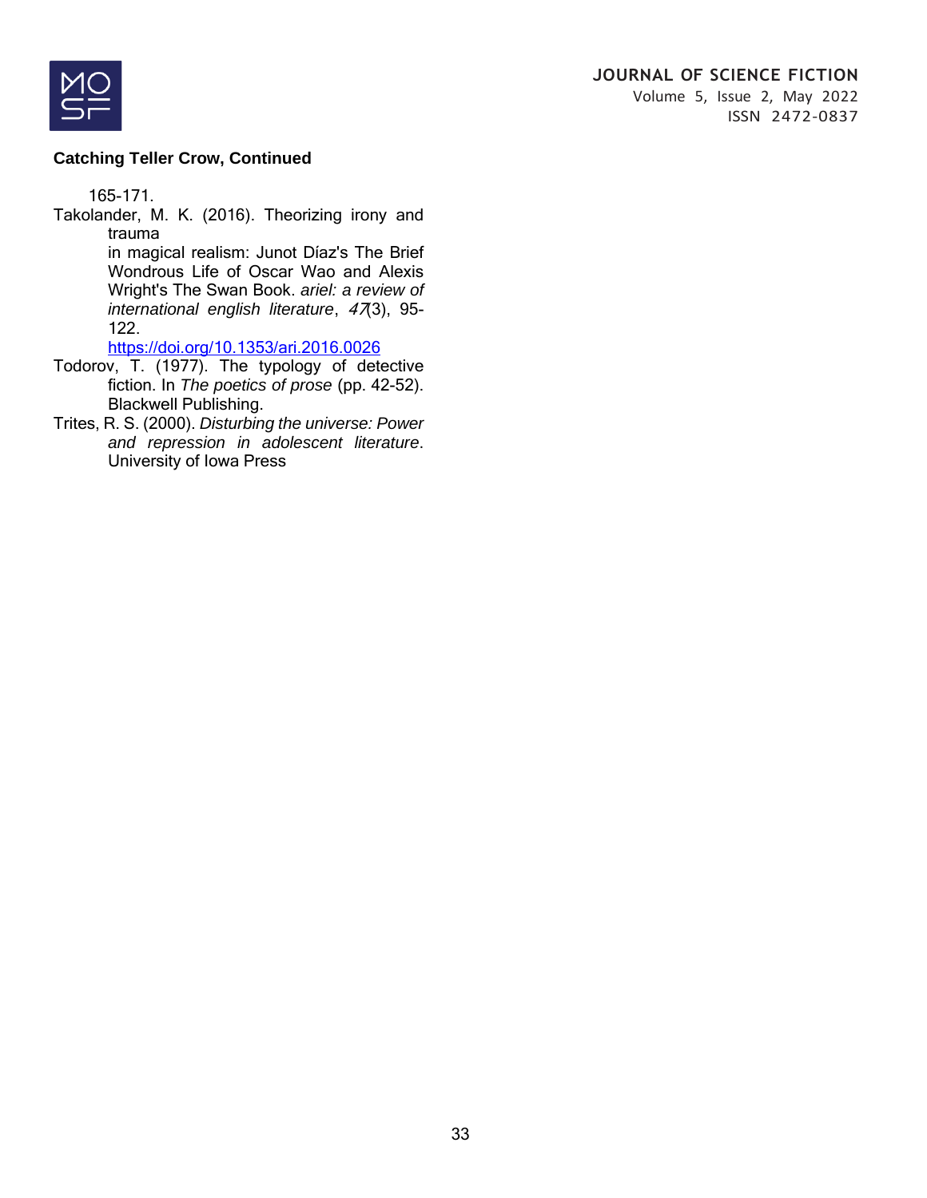**Catching Teller Crow, Continued**

165-171.

Takolander, M. K. (2016). Theorizing irony and trauma in magical realism: Junot Díaz's The Brief Wondrous Life of Oscar Wao and Alexis Wright's The Swan Book. *ariel: a review of international english literature*, *47*(3), 95-122. https://doi.org/10.1353/ari.2016.0026

Todorov, T. (1977). The typology of detective fiction. In *The poetics of prose* (pp. 42-52). Blackwell Publishing.

Trites, R. S. (2000). *Disturbing the universe: Power and repression in adolescent literature*. University of Iowa Press